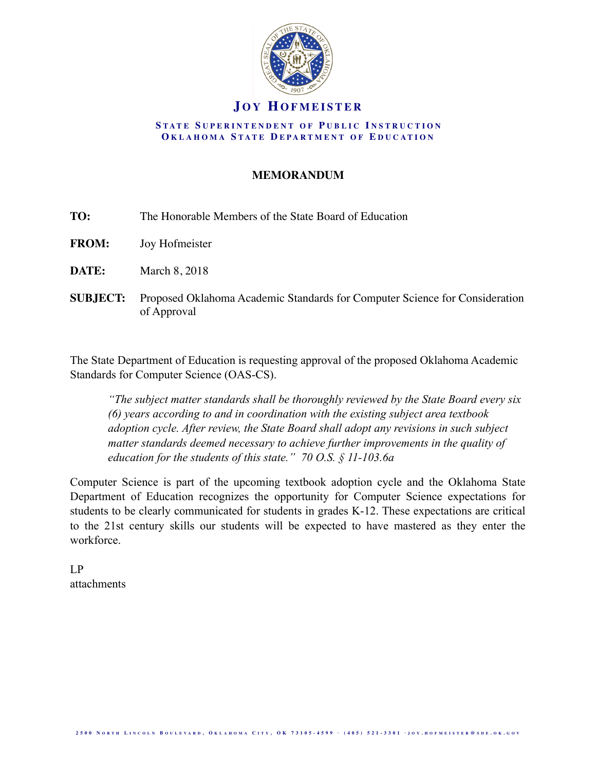# JOY HOFMEISTER

**STATE SUPERINTENDENT OF PUBLIC INSTRUCTION**
**OKLAHOMA STATE DEPARTMENT OF EDUCATION**

## MEMORANDUM

**TO:** The Honorable Members of the State Board of Education

**FROM:** Joy Hofmeister

**DATE:** March 8, 2018

**SUBJECT:** Proposed Oklahoma Academic Standards for Computer Science for Consideration of Approval

The State Department of Education is requesting approval of the proposed Oklahoma Academic Standards for Computer Science (OAS-CS).

> *"The subject matter standards shall be thoroughly reviewed by the State Board every six (6) years according to and in coordination with the existing subject area textbook adoption cycle. After review, the State Board shall adopt any revisions in such subject matter standards deemed necessary to achieve further improvements in the quality of education for the students of this state." 70 O.S. § 11-103.6a*

Computer Science is part of the upcoming textbook adoption cycle and the Oklahoma State Department of Education recognizes the opportunity for Computer Science expectations for students to be clearly communicated for students in grades K-12. These expectations are critical to the 21st century skills our students will be expected to have mastered as they enter the workforce.

LP
attachments

2500 North Lincoln Boulevard, Oklahoma City, OK 73105-4599 · (405) 521-3301 · joy.hofmeister@sde.ok.gov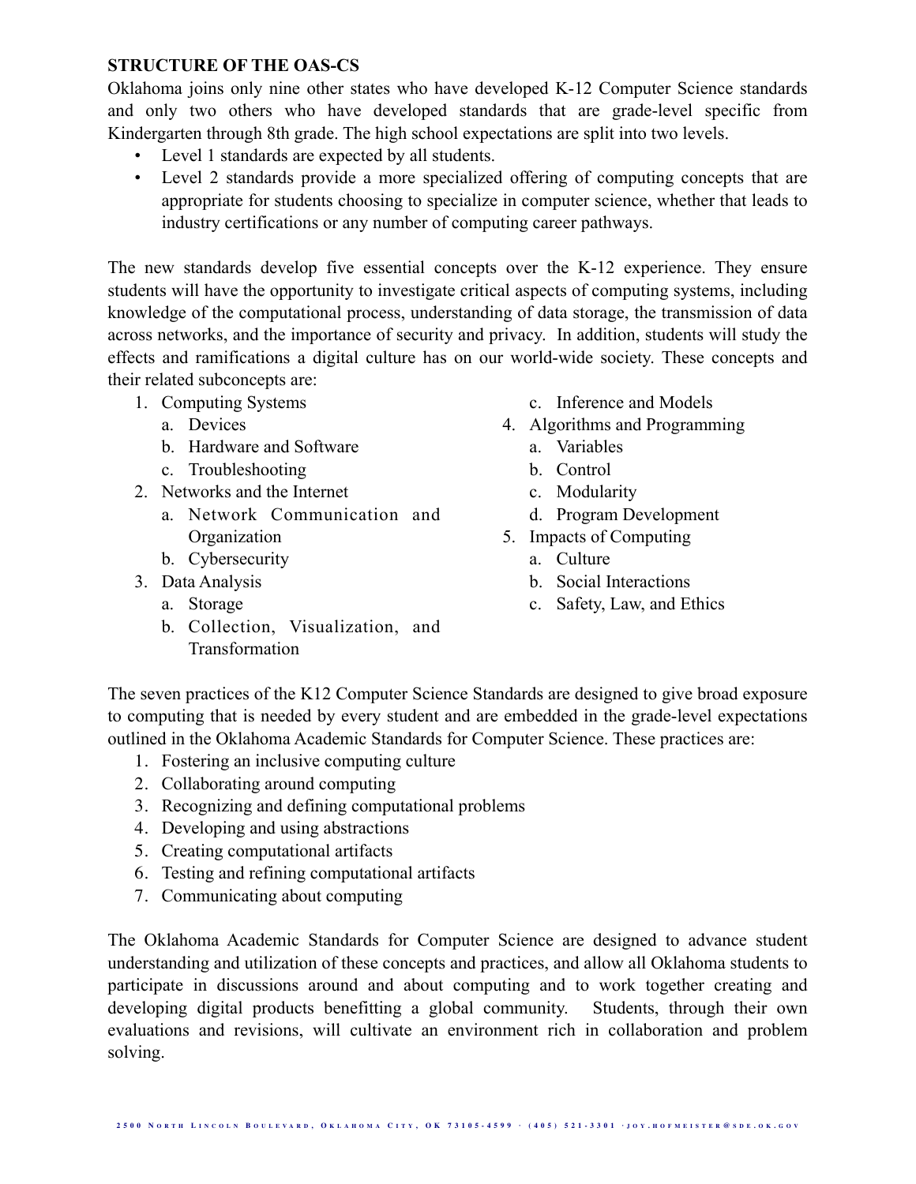## STRUCTURE OF THE OAS-CS

Oklahoma joins only nine other states who have developed K-12 Computer Science standards and only two others who have developed standards that are grade-level specific from Kindergarten through 8th grade. The high school expectations are split into two levels.

- Level 1 standards are expected by all students.
- Level 2 standards provide a more specialized offering of computing concepts that are appropriate for students choosing to specialize in computer science, whether that leads to industry certifications or any number of computing career pathways.

The new standards develop five essential concepts over the K-12 experience. They ensure students will have the opportunity to investigate critical aspects of computing systems, including knowledge of the computational process, understanding of data storage, the transmission of data across networks, and the importance of security and privacy. In addition, students will study the effects and ramifications a digital culture has on our world-wide society. These concepts and their related subconcepts are:

1. Computing Systems
   a. Devices
   b. Hardware and Software
   c. Troubleshooting
2. Networks and the Internet
   a. Network Communication and Organization
   b. Cybersecurity
3. Data Analysis
   a. Storage
   b. Collection, Visualization, and Transformation
   c. Inference and Models
4. Algorithms and Programming
   a. Variables
   b. Control
   c. Modularity
   d. Program Development
5. Impacts of Computing
   a. Culture
   b. Social Interactions
   c. Safety, Law, and Ethics

The seven practices of the K12 Computer Science Standards are designed to give broad exposure to computing that is needed by every student and are embedded in the grade-level expectations outlined in the Oklahoma Academic Standards for Computer Science. These practices are:

1. Fostering an inclusive computing culture
2. Collaborating around computing
3. Recognizing and defining computational problems
4. Developing and using abstractions
5. Creating computational artifacts
6. Testing and refining computational artifacts
7. Communicating about computing

The Oklahoma Academic Standards for Computer Science are designed to advance student understanding and utilization of these concepts and practices, and allow all Oklahoma students to participate in discussions around and about computing and to work together creating and developing digital products benefitting a global community. Students, through their own evaluations and revisions, will cultivate an environment rich in collaboration and problem solving.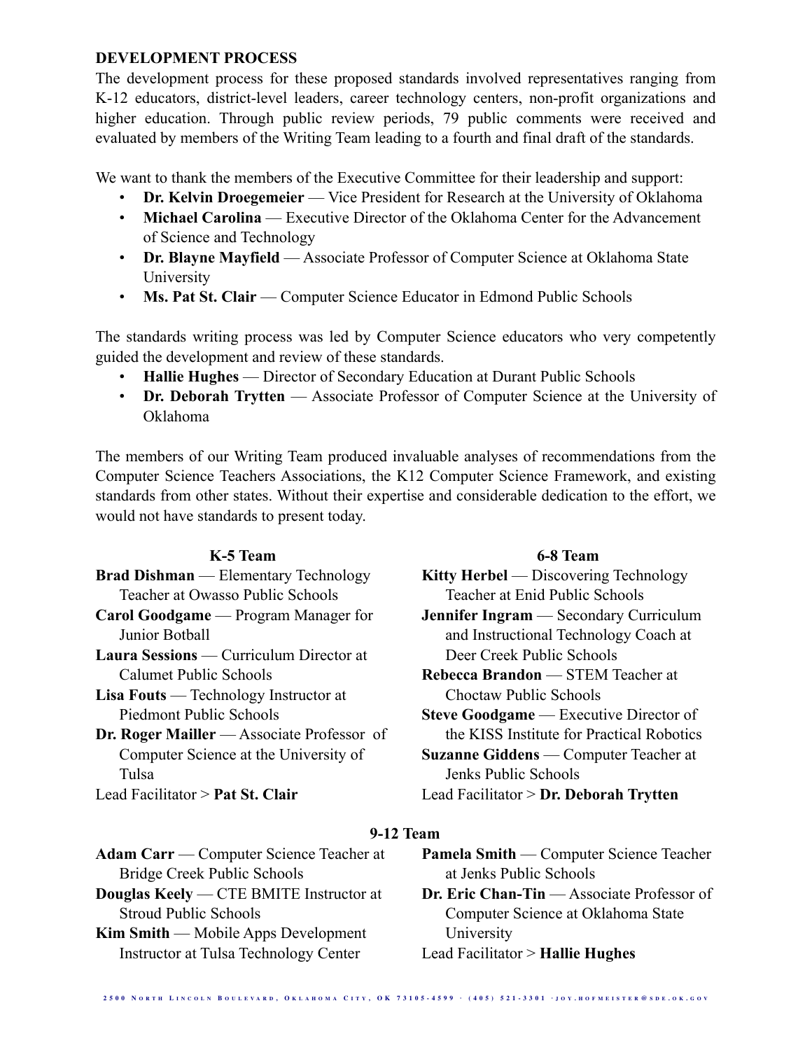## DEVELOPMENT PROCESS

The development process for these proposed standards involved representatives ranging from K-12 educators, district-level leaders, career technology centers, non-profit organizations and higher education. Through public review periods, 79 public comments were received and evaluated by members of the Writing Team leading to a fourth and final draft of the standards.

We want to thank the members of the Executive Committee for their leadership and support:

- **Dr. Kelvin Droegemeier** — Vice President for Research at the University of Oklahoma
- **Michael Carolina** — Executive Director of the Oklahoma Center for the Advancement of Science and Technology
- **Dr. Blayne Mayfield** — Associate Professor of Computer Science at Oklahoma State University
- **Ms. Pat St. Clair** — Computer Science Educator in Edmond Public Schools

The standards writing process was led by Computer Science educators who very competently guided the development and review of these standards.

- **Hallie Hughes** — Director of Secondary Education at Durant Public Schools
- **Dr. Deborah Trytten** — Associate Professor of Computer Science at the University of Oklahoma

The members of our Writing Team produced invaluable analyses of recommendations from the Computer Science Teachers Associations, the K12 Computer Science Framework, and existing standards from other states. Without their expertise and considerable dedication to the effort, we would not have standards to present today.

### K-5 Team

**Brad Dishman** — Elementary Technology Teacher at Owasso Public Schools
**Carol Goodgame** — Program Manager for Junior Botball
**Laura Sessions** — Curriculum Director at Calumet Public Schools
**Lisa Fouts** — Technology Instructor at Piedmont Public Schools
**Dr. Roger Mailler** — Associate Professor of Computer Science at the University of Tulsa
Lead Facilitator > **Pat St. Clair**

### 6-8 Team

**Kitty Herbel** — Discovering Technology Teacher at Enid Public Schools
**Jennifer Ingram** — Secondary Curriculum and Instructional Technology Coach at Deer Creek Public Schools
**Rebecca Brandon** — STEM Teacher at Choctaw Public Schools
**Steve Goodgame** — Executive Director of the KISS Institute for Practical Robotics
**Suzanne Giddens** — Computer Teacher at Jenks Public Schools
Lead Facilitator > **Dr. Deborah Trytten**

### 9-12 Team

**Adam Carr** — Computer Science Teacher at Bridge Creek Public Schools
**Douglas Keely** — CTE BMITE Instructor at Stroud Public Schools
**Kim Smith** — Mobile Apps Development Instructor at Tulsa Technology Center
**Pamela Smith** — Computer Science Teacher at Jenks Public Schools
**Dr. Eric Chan-Tin** — Associate Professor of Computer Science at Oklahoma State University
Lead Facilitator > **Hallie Hughes**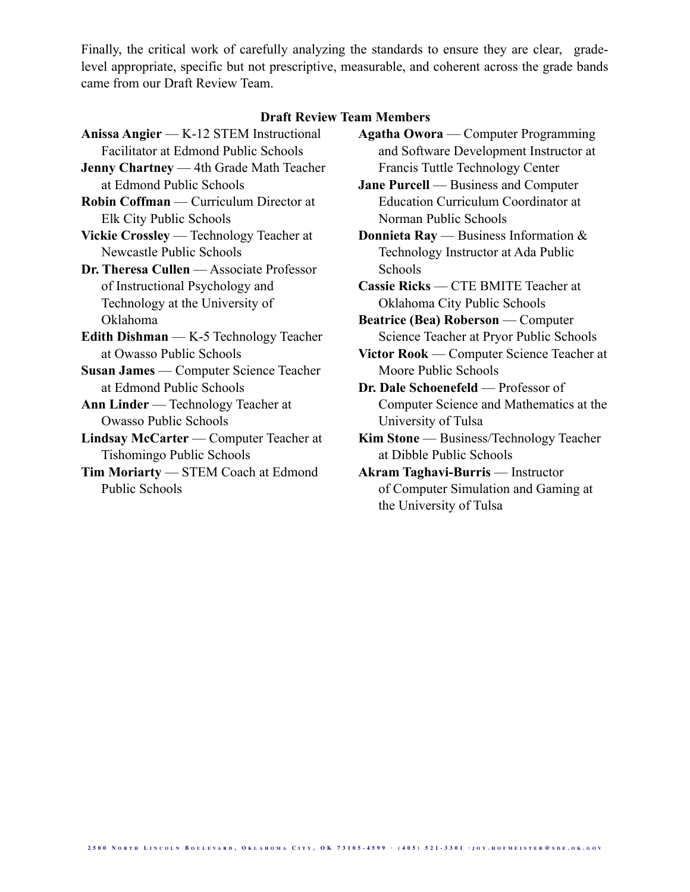Finally, the critical work of carefully analyzing the standards to ensure they are clear, grade-level appropriate, specific but not prescriptive, measurable, and coherent across the grade bands came from our Draft Review Team.

### Draft Review Team Members

**Anissa Angier** — K-12 STEM Instructional Facilitator at Edmond Public Schools

**Jenny Chartney** — 4th Grade Math Teacher at Edmond Public Schools

**Robin Coffman** — Curriculum Director at Elk City Public Schools

**Vickie Crossley** — Technology Teacher at Newcastle Public Schools

**Dr. Theresa Cullen** — Associate Professor of Instructional Psychology and Technology at the University of Oklahoma

**Edith Dishman** — K-5 Technology Teacher at Owasso Public Schools

**Susan James** — Computer Science Teacher at Edmond Public Schools

**Ann Linder** — Technology Teacher at Owasso Public Schools

**Lindsay McCarter** — Computer Teacher at Tishomingo Public Schools

**Tim Moriarty** — STEM Coach at Edmond Public Schools

**Agatha Owora** — Computer Programming and Software Development Instructor at Francis Tuttle Technology Center

**Jane Purcell** — Business and Computer Education Curriculum Coordinator at Norman Public Schools

**Donnieta Ray** — Business Information & Technology Instructor at Ada Public Schools

**Cassie Ricks** — CTE BMITE Teacher at Oklahoma City Public Schools

**Beatrice (Bea) Roberson** — Computer Science Teacher at Pryor Public Schools

**Victor Rook** — Computer Science Teacher at Moore Public Schools

**Dr. Dale Schoenefeld** — Professor of Computer Science and Mathematics at the University of Tulsa

**Kim Stone** — Business/Technology Teacher at Dibble Public Schools

**Akram Taghavi-Burris** — Instructor of Computer Simulation and Gaming at the University of Tulsa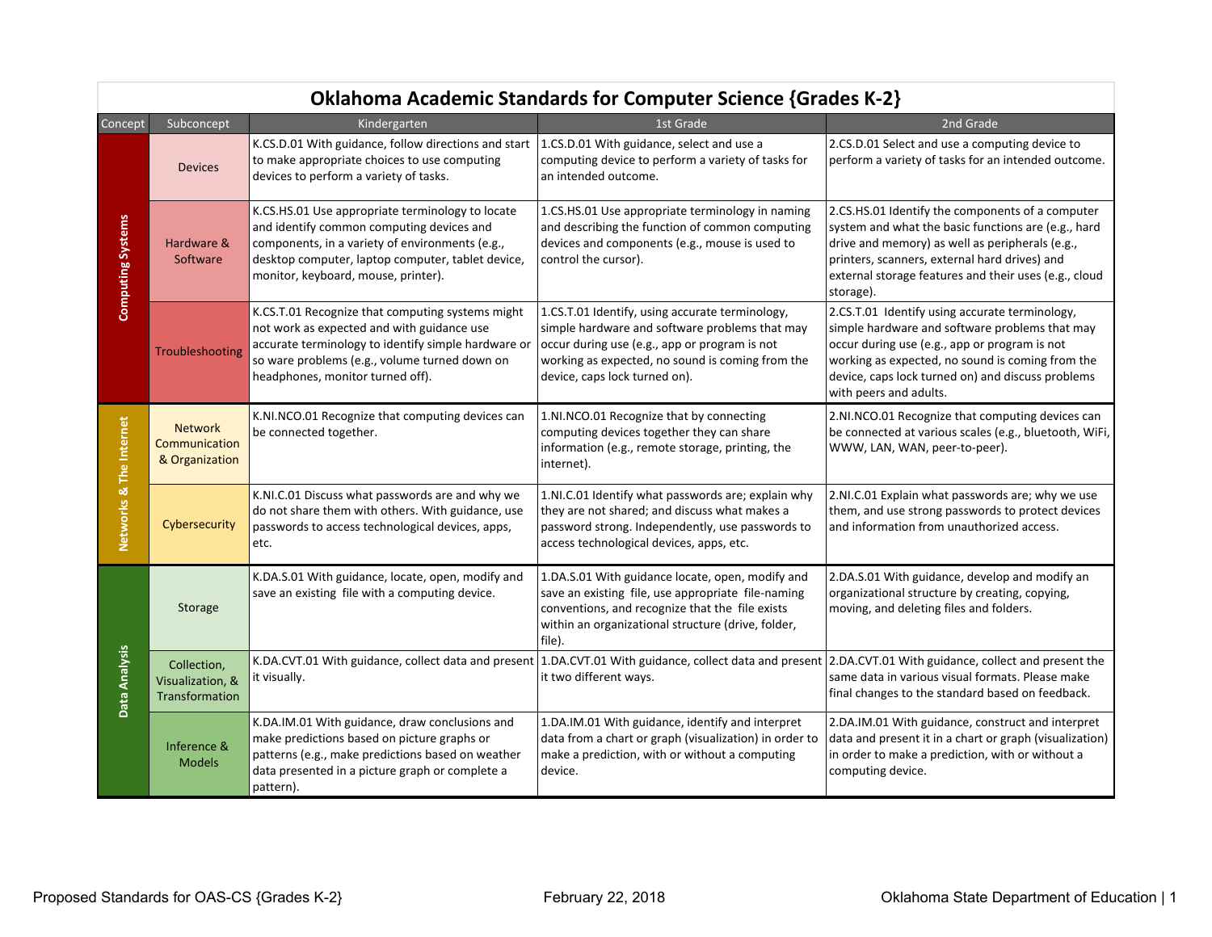# Oklahoma Academic Standards for Computer Science {Grades K-2}

| Concept | Subconcept | Kindergarten | 1st Grade | 2nd Grade |
|---|---|---|---|---|
| Computing Systems | Devices | K.CS.D.01 With guidance, follow directions and start to make appropriate choices to use computing devices to perform a variety of tasks. | 1.CS.D.01 With guidance, select and use a computing device to perform a variety of tasks for an intended outcome. | 2.CS.D.01 Select and use a computing device to perform a variety of tasks for an intended outcome. |
| | Hardware & Software | K.CS.HS.01 Use appropriate terminology to locate and identify common computing devices and components, in a variety of environments (e.g., desktop computer, laptop computer, tablet device, monitor, keyboard, mouse, printer). | 1.CS.HS.01 Use appropriate terminology in naming and describing the function of common computing devices and components (e.g., mouse is used to control the cursor). | 2.CS.HS.01 Identify the components of a computer system and what the basic functions are (e.g., hard drive and memory) as well as peripherals (e.g., printers, scanners, external hard drives) and external storage features and their uses (e.g., cloud storage). |
| | Troubleshooting | K.CS.T.01 Recognize that computing systems might not work as expected and with guidance use accurate terminology to identify simple hardware or so ware problems (e.g., volume turned down on headphones, monitor turned off). | 1.CS.T.01 Identify, using accurate terminology, simple hardware and software problems that may occur during use (e.g., app or program is not working as expected, no sound is coming from the device, caps lock turned on). | 2.CS.T.01 Identify using accurate terminology, simple hardware and software problems that may occur during use (e.g., app or program is not working as expected, no sound is coming from the device, caps lock turned on) and discuss problems with peers and adults. |
| Networks & The Internet | Network Communication & Organization | K.NI.NCO.01 Recognize that computing devices can be connected together. | 1.NI.NCO.01 Recognize that by connecting computing devices together they can share information (e.g., remote storage, printing, the internet). | 2.NI.NCO.01 Recognize that computing devices can be connected at various scales (e.g., bluetooth, WiFi, WWW, LAN, WAN, peer-to-peer). |
| | Cybersecurity | K.NI.C.01 Discuss what passwords are and why we do not share them with others. With guidance, use passwords to access technological devices, apps, etc. | 1.NI.C.01 Identify what passwords are; explain why they are not shared; and discuss what makes a password strong. Independently, use passwords to access technological devices, apps, etc. | 2.NI.C.01 Explain what passwords are; why we use them, and use strong passwords to protect devices and information from unauthorized access. |
| Data Analysis | Storage | K.DA.S.01 With guidance, locate, open, modify and save an existing file with a computing device. | 1.DA.S.01 With guidance locate, open, modify and save an existing file, use appropriate file-naming conventions, and recognize that the file exists within an organizational structure (drive, folder, file). | 2.DA.S.01 With guidance, develop and modify an organizational structure by creating, copying, moving, and deleting files and folders. |
| | Collection, Visualization, & Transformation | K.DA.CVT.01 With guidance, collect data and present it visually. | 1.DA.CVT.01 With guidance, collect data and present it two different ways. | 2.DA.CVT.01 With guidance, collect and present the same data in various visual formats. Please make final changes to the standard based on feedback. |
| | Inference & Models | K.DA.IM.01 With guidance, draw conclusions and make predictions based on picture graphs or patterns (e.g., make predictions based on weather data presented in a picture graph or complete a pattern). | 1.DA.IM.01 With guidance, identify and interpret data from a chart or graph (visualization) in order to make a prediction, with or without a computing device. | 2.DA.IM.01 With guidance, construct and interpret data and present it in a chart or graph (visualization) in order to make a prediction, with or without a computing device. |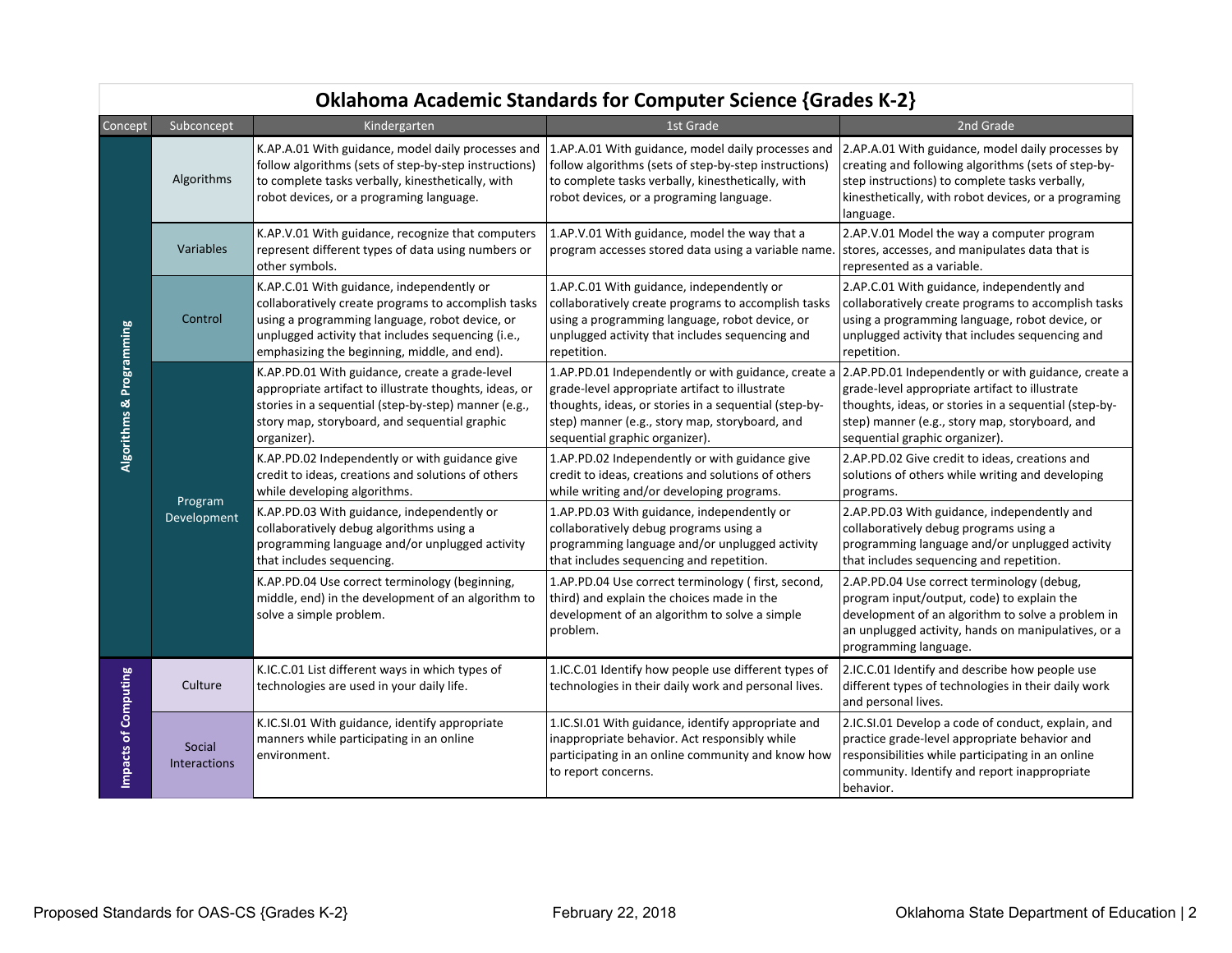# Oklahoma Academic Standards for Computer Science {Grades K-2}

| Concept | Subconcept | Kindergarten | 1st Grade | 2nd Grade |
|---|---|---|---|---|
| Algorithms & Programming | Algorithms | K.AP.A.01 With guidance, model daily processes and follow algorithms (sets of step-by-step instructions) to complete tasks verbally, kinesthetically, with robot devices, or a programing language. | 1.AP.A.01 With guidance, model daily processes and follow algorithms (sets of step-by-step instructions) to complete tasks verbally, kinesthetically, with robot devices, or a programing language. | 2.AP.A.01 With guidance, model daily processes by creating and following algorithms (sets of step-by-step instructions) to complete tasks verbally, kinesthetically, with robot devices, or a programing language. |
| | Variables | K.AP.V.01 With guidance, recognize that computers represent different types of data using numbers or other symbols. | 1.AP.V.01 With guidance, model the way that a program accesses stored data using a variable name. | 2.AP.V.01 Model the way a computer program stores, accesses, and manipulates data that is represented as a variable. |
| | Control | K.AP.C.01 With guidance, independently or collaboratively create programs to accomplish tasks using a programming language, robot device, or unplugged activity that includes sequencing (i.e., emphasizing the beginning, middle, and end). | 1.AP.C.01 With guidance, independently or collaboratively create programs to accomplish tasks using a programming language, robot device, or unplugged activity that includes sequencing and repetition. | 2.AP.C.01 With guidance, independently and collaboratively create programs to accomplish tasks using a programming language, robot device, or unplugged activity that includes sequencing and repetition. |
| | Program Development | K.AP.PD.01 With guidance, create a grade-level appropriate artifact to illustrate thoughts, ideas, or stories in a sequential (step-by-step) manner (e.g., story map, storyboard, and sequential graphic organizer). | 1.AP.PD.01 Independently or with guidance, create a grade-level appropriate artifact to illustrate thoughts, ideas, or stories in a sequential (step-by-step) manner (e.g., story map, storyboard, and sequential graphic organizer). | 2.AP.PD.01 Independently or with guidance, create a grade-level appropriate artifact to illustrate thoughts, ideas, or stories in a sequential (step-by-step) manner (e.g., story map, storyboard, and sequential graphic organizer). |
| | | K.AP.PD.02 Independently or with guidance give credit to ideas, creations and solutions of others while developing algorithms. | 1.AP.PD.02 Independently or with guidance give credit to ideas, creations and solutions of others while writing and/or developing programs. | 2.AP.PD.02 Give credit to ideas, creations and solutions of others while writing and developing programs. |
| | | K.AP.PD.03 With guidance, independently or collaboratively debug algorithms using a programming language and/or unplugged activity that includes sequencing. | 1.AP.PD.03 With guidance, independently or collaboratively debug programs using a programming language and/or unplugged activity that includes sequencing and repetition. | 2.AP.PD.03 With guidance, independently and collaboratively debug programs using a programming language and/or unplugged activity that includes sequencing and repetition. |
| | | K.AP.PD.04 Use correct terminology (beginning, middle, end) in the development of an algorithm to solve a simple problem. | 1.AP.PD.04 Use correct terminology ( first, second, third) and explain the choices made in the development of an algorithm to solve a simple problem. | 2.AP.PD.04 Use correct terminology (debug, program input/output, code) to explain the development of an algorithm to solve a problem in an unplugged activity, hands on manipulatives, or a programming language. |
| Impacts of Computing | Culture | K.IC.C.01 List different ways in which types of technologies are used in your daily life. | 1.IC.C.01 Identify how people use different types of technologies in their daily work and personal lives. | 2.IC.C.01 Identify and describe how people use different types of technologies in their daily work and personal lives. |
| | Social Interactions | K.IC.SI.01 With guidance, identify appropriate manners while participating in an online environment. | 1.IC.SI.01 With guidance, identify appropriate and inappropriate behavior. Act responsibly while participating in an online community and know how to report concerns. | 2.IC.SI.01 Develop a code of conduct, explain, and practice grade-level appropriate behavior and responsibilities while participating in an online community. Identify and report inappropriate behavior. |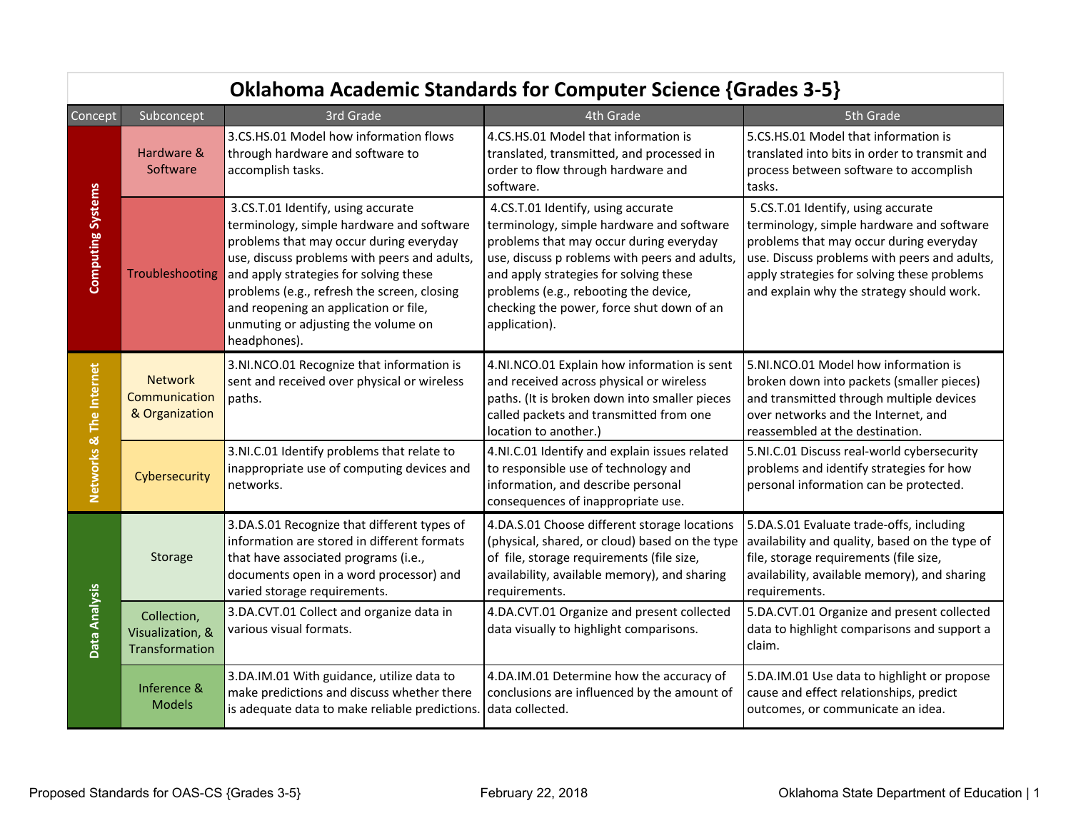# Oklahoma Academic Standards for Computer Science {Grades 3-5}

| Concept | Subconcept | 3rd Grade | 4th Grade | 5th Grade |
|---|---|---|---|---|
| Computing Systems | Hardware & Software | 3.CS.HS.01 Model how information flows through hardware and software to accomplish tasks. | 4.CS.HS.01 Model that information is translated, transmitted, and processed in order to flow through hardware and software. | 5.CS.HS.01 Model that information is translated into bits in order to transmit and process between software to accomplish tasks. |
| | Troubleshooting | 3.CS.T.01 Identify, using accurate terminology, simple hardware and software problems that may occur during everyday use, discuss problems with peers and adults, and apply strategies for solving these problems (e.g., refresh the screen, closing and reopening an application or file, unmuting or adjusting the volume on headphones). | 4.CS.T.01 Identify, using accurate terminology, simple hardware and software problems that may occur during everyday use, discuss p roblems with peers and adults, and apply strategies for solving these problems (e.g., rebooting the device, checking the power, force shut down of an application). | 5.CS.T.01 Identify, using accurate terminology, simple hardware and software problems that may occur during everyday use. Discuss problems with peers and adults, apply strategies for solving these problems and explain why the strategy should work. |
| Networks & The Internet | Network Communication & Organization | 3.NI.NCO.01 Recognize that information is sent and received over physical or wireless paths. | 4.NI.NCO.01 Explain how information is sent and received across physical or wireless paths. (It is broken down into smaller pieces called packets and transmitted from one location to another.) | 5.NI.NCO.01 Model how information is broken down into packets (smaller pieces) and transmitted through multiple devices over networks and the Internet, and reassembled at the destination. |
| | Cybersecurity | 3.NI.C.01 Identify problems that relate to inappropriate use of computing devices and networks. | 4.NI.C.01 Identify and explain issues related to responsible use of technology and information, and describe personal consequences of inappropriate use. | 5.NI.C.01 Discuss real-world cybersecurity problems and identify strategies for how personal information can be protected. |
| Data Analysis | Storage | 3.DA.S.01 Recognize that different types of information are stored in different formats that have associated programs (i.e., documents open in a word processor) and varied storage requirements. | 4.DA.S.01 Choose different storage locations (physical, shared, or cloud) based on the type of file, storage requirements (file size, availability, available memory), and sharing requirements. | 5.DA.S.01 Evaluate trade-offs, including availability and quality, based on the type of file, storage requirements (file size, availability, available memory), and sharing requirements. |
| | Collection, Visualization, & Transformation | 3.DA.CVT.01 Collect and organize data in various visual formats. | 4.DA.CVT.01 Organize and present collected data visually to highlight comparisons. | 5.DA.CVT.01 Organize and present collected data to highlight comparisons and support a claim. |
| | Inference & Models | 3.DA.IM.01 With guidance, utilize data to make predictions and discuss whether there is adequate data to make reliable predictions. | 4.DA.IM.01 Determine how the accuracy of conclusions are influenced by the amount of data collected. | 5.DA.IM.01 Use data to highlight or propose cause and effect relationships, predict outcomes, or communicate an idea. |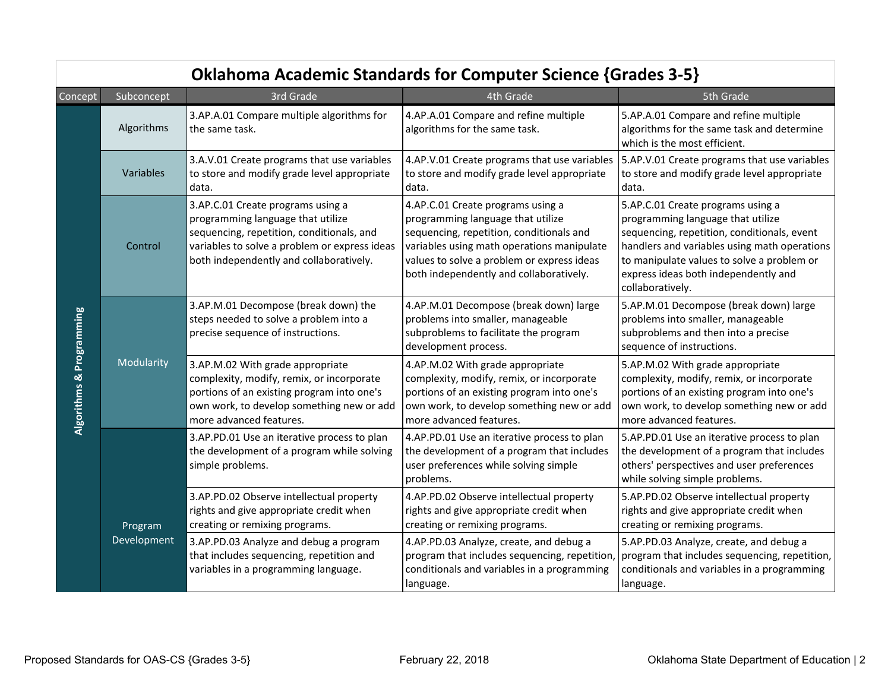# Oklahoma Academic Standards for Computer Science {Grades 3-5}

| Concept | Subconcept | 3rd Grade | 4th Grade | 5th Grade |
|---|---|---|---|---|
| Algorithms & Programming | Algorithms | 3.AP.A.01 Compare multiple algorithms for the same task. | 4.AP.A.01 Compare and refine multiple algorithms for the same task. | 5.AP.A.01 Compare and refine multiple algorithms for the same task and determine which is the most efficient. |
| | Variables | 3.A.V.01 Create programs that use variables to store and modify grade level appropriate data. | 4.AP.V.01 Create programs that use variables to store and modify grade level appropriate data. | 5.AP.V.01 Create programs that use variables to store and modify grade level appropriate data. |
| | Control | 3.AP.C.01 Create programs using a programming language that utilize sequencing, repetition, conditionals, and variables to solve a problem or express ideas both independently and collaboratively. | 4.AP.C.01 Create programs using a programming language that utilize sequencing, repetition, conditionals and variables using math operations manipulate values to solve a problem or express ideas both independently and collaboratively. | 5.AP.C.01 Create programs using a programming language that utilize sequencing, repetition, conditionals, event handlers and variables using math operations to manipulate values to solve a problem or express ideas both independently and collaboratively. |
| | Modularity | 3.AP.M.01 Decompose (break down) the steps needed to solve a problem into a precise sequence of instructions. | 4.AP.M.01 Decompose (break down) large problems into smaller, manageable subproblems to facilitate the program development process. | 5.AP.M.01 Decompose (break down) large problems into smaller, manageable subproblems and then into a precise sequence of instructions. |
| | | 3.AP.M.02 With grade appropriate complexity, modify, remix, or incorporate portions of an existing program into one's own work, to develop something new or add more advanced features. | 4.AP.M.02 With grade appropriate complexity, modify, remix, or incorporate portions of an existing program into one's own work, to develop something new or add more advanced features. | 5.AP.M.02 With grade appropriate complexity, modify, remix, or incorporate portions of an existing program into one's own work, to develop something new or add more advanced features. |
| | Program Development | 3.AP.PD.01 Use an iterative process to plan the development of a program while solving simple problems. | 4.AP.PD.01 Use an iterative process to plan the development of a program that includes user preferences while solving simple problems. | 5.AP.PD.01 Use an iterative process to plan the development of a program that includes others' perspectives and user preferences while solving simple problems. |
| | | 3.AP.PD.02 Observe intellectual property rights and give appropriate credit when creating or remixing programs. | 4.AP.PD.02 Observe intellectual property rights and give appropriate credit when creating or remixing programs. | 5.AP.PD.02 Observe intellectual property rights and give appropriate credit when creating or remixing programs. |
| | | 3.AP.PD.03 Analyze and debug a program that includes sequencing, repetition and variables in a programming language. | 4.AP.PD.03 Analyze, create, and debug a program that includes sequencing, repetition, conditionals and variables in a programming language. | 5.AP.PD.03 Analyze, create, and debug a program that includes sequencing, repetition, conditionals and variables in a programming language. |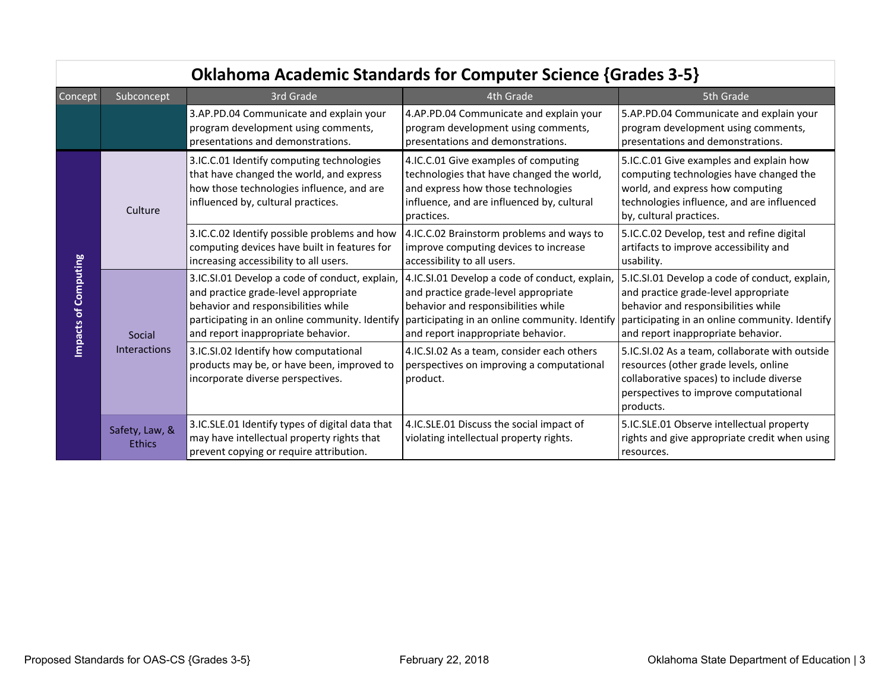# Oklahoma Academic Standards for Computer Science {Grades 3-5}

| Concept | Subconcept | 3rd Grade | 4th Grade | 5th Grade |
|---|---|---|---|---|
| | | 3.AP.PD.04 Communicate and explain your program development using comments, presentations and demonstrations. | 4.AP.PD.04 Communicate and explain your program development using comments, presentations and demonstrations. | 5.AP.PD.04 Communicate and explain your program development using comments, presentations and demonstrations. |
| Impacts of Computing | Culture | 3.IC.C.01 Identify computing technologies that have changed the world, and express how those technologies influence, and are influenced by, cultural practices. | 4.IC.C.01 Give examples of computing technologies that have changed the world, and express how those technologies influence, and are influenced by, cultural practices. | 5.IC.C.01 Give examples and explain how computing technologies have changed the world, and express how computing technologies influence, and are influenced by, cultural practices. |
| | | 3.IC.C.02 Identify possible problems and how computing devices have built in features for increasing accessibility to all users. | 4.IC.C.02 Brainstorm problems and ways to improve computing devices to increase accessibility to all users. | 5.IC.C.02 Develop, test and refine digital artifacts to improve accessibility and usability. |
| | Social Interactions | 3.IC.SI.01 Develop a code of conduct, explain, and practice grade-level appropriate behavior and responsibilities while participating in an online community. Identify and report inappropriate behavior. | 4.IC.SI.01 Develop a code of conduct, explain, and practice grade-level appropriate behavior and responsibilities while participating in an online community. Identify and report inappropriate behavior. | 5.IC.SI.01 Develop a code of conduct, explain, and practice grade-level appropriate behavior and responsibilities while participating in an online community. Identify and report inappropriate behavior. |
| | | 3.IC.SI.02 Identify how computational products may be, or have been, improved to incorporate diverse perspectives. | 4.IC.SI.02 As a team, consider each others perspectives on improving a computational product. | 5.IC.SI.02 As a team, collaborate with outside resources (other grade levels, online collaborative spaces) to include diverse perspectives to improve computational products. |
| | Safety, Law, & Ethics | 3.IC.SLE.01 Identify types of digital data that may have intellectual property rights that prevent copying or require attribution. | 4.IC.SLE.01 Discuss the social impact of violating intellectual property rights. | 5.IC.SLE.01 Observe intellectual property rights and give appropriate credit when using resources. |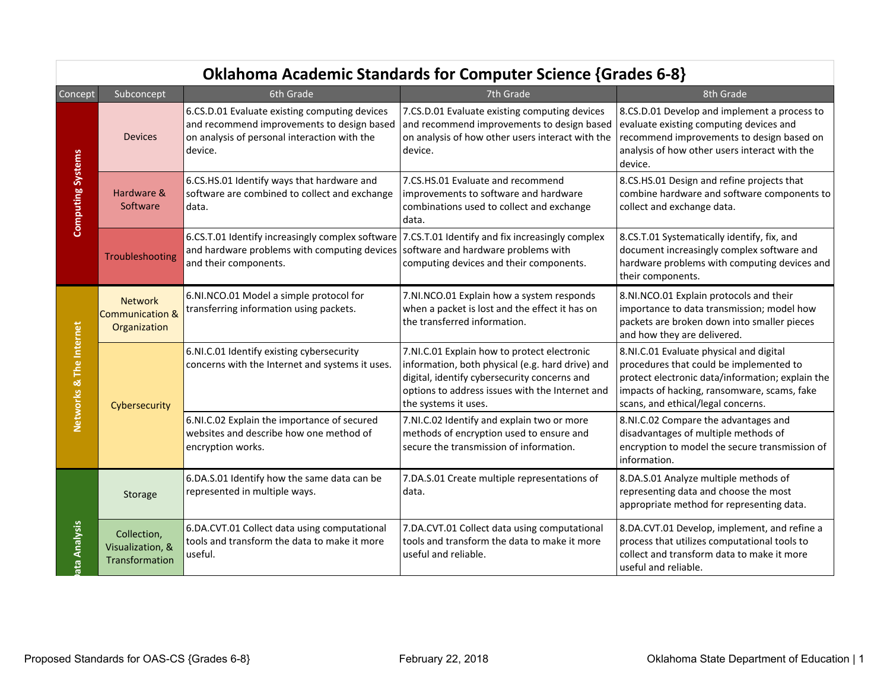# Oklahoma Academic Standards for Computer Science {Grades 6-8}

| Concept | Subconcept | 6th Grade | 7th Grade | 8th Grade |
|---|---|---|---|---|
| Computing Systems | Devices | 6.CS.D.01 Evaluate existing computing devices and recommend improvements to design based on analysis of personal interaction with the device. | 7.CS.D.01 Evaluate existing computing devices and recommend improvements to design based on analysis of how other users interact with the device. | 8.CS.D.01 Develop and implement a process to evaluate existing computing devices and recommend improvements to design based on analysis of how other users interact with the device. |
| | Hardware & Software | 6.CS.HS.01 Identify ways that hardware and software are combined to collect and exchange data. | 7.CS.HS.01 Evaluate and recommend improvements to software and hardware combinations used to collect and exchange data. | 8.CS.HS.01 Design and refine projects that combine hardware and software components to collect and exchange data. |
| | Troubleshooting | 6.CS.T.01 Identify increasingly complex software and hardware problems with computing devices and their components. | 7.CS.T.01 Identify and fix increasingly complex software and hardware problems with computing devices and their components. | 8.CS.T.01 Systematically identify, fix, and document increasingly complex software and hardware problems with computing devices and their components. |
| Networks & The Internet | Network Communication & Organization | 6.NI.NCO.01 Model a simple protocol for transferring information using packets. | 7.NI.NCO.01 Explain how a system responds when a packet is lost and the effect it has on the transferred information. | 8.NI.NCO.01 Explain protocols and their importance to data transmission; model how packets are broken down into smaller pieces and how they are delivered. |
| | Cybersecurity | 6.NI.C.01 Identify existing cybersecurity concerns with the Internet and systems it uses. | 7.NI.C.01 Explain how to protect electronic information, both physical (e.g. hard drive) and digital, identify cybersecurity concerns and options to address issues with the Internet and the systems it uses. | 8.NI.C.01 Evaluate physical and digital procedures that could be implemented to protect electronic data/information; explain the impacts of hacking, ransomware, scams, fake scans, and ethical/legal concerns. |
| | | 6.NI.C.02 Explain the importance of secured websites and describe how one method of encryption works. | 7.NI.C.02 Identify and explain two or more methods of encryption used to ensure and secure the transmission of information. | 8.NI.C.02 Compare the advantages and disadvantages of multiple methods of encryption to model the secure transmission of information. |
| Data Analysis | Storage | 6.DA.S.01 Identify how the same data can be represented in multiple ways. | 7.DA.S.01 Create multiple representations of data. | 8.DA.S.01 Analyze multiple methods of representing data and choose the most appropriate method for representing data. |
| | Collection, Visualization, & Transformation | 6.DA.CVT.01 Collect data using computational tools and transform the data to make it more useful. | 7.DA.CVT.01 Collect data using computational tools and transform the data to make it more useful and reliable. | 8.DA.CVT.01 Develop, implement, and refine a process that utilizes computational tools to collect and transform data to make it more useful and reliable. |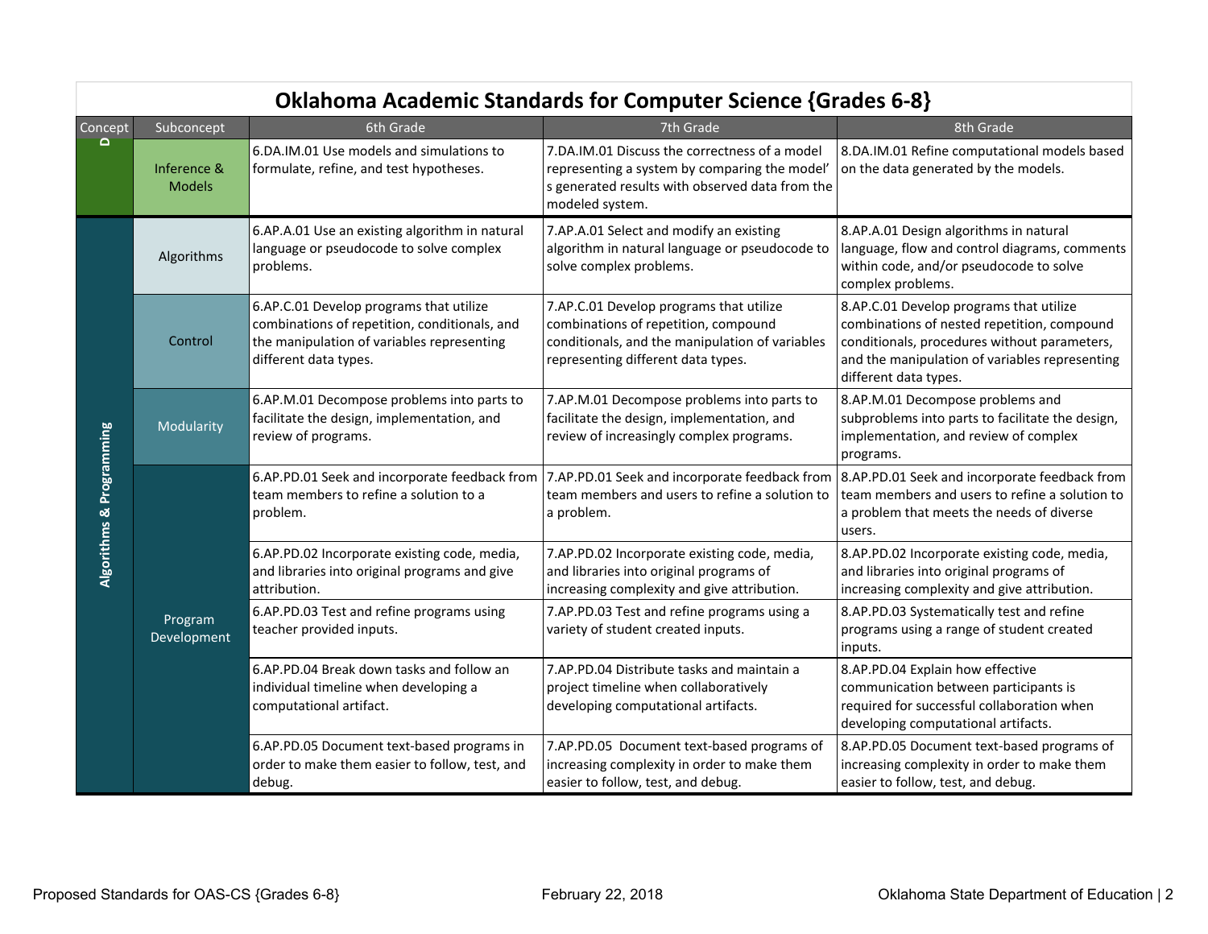# Oklahoma Academic Standards for Computer Science {Grades 6-8}

| Concept | Subconcept | 6th Grade | 7th Grade | 8th Grade |
|---|---|---|---|---|
| D | Inference & Models | 6.DA.IM.01 Use models and simulations to formulate, refine, and test hypotheses. | 7.DA.IM.01 Discuss the correctness of a model representing a system by comparing the model' s generated results with observed data from the modeled system. | 8.DA.IM.01 Refine computational models based on the data generated by the models. |
| Algorithms & Programming | Algorithms | 6.AP.A.01 Use an existing algorithm in natural language or pseudocode to solve complex problems. | 7.AP.A.01 Select and modify an existing algorithm in natural language or pseudocode to solve complex problems. | 8.AP.A.01 Design algorithms in natural language, flow and control diagrams, comments within code, and/or pseudocode to solve complex problems. |
| | Control | 6.AP.C.01 Develop programs that utilize combinations of repetition, conditionals, and the manipulation of variables representing different data types. | 7.AP.C.01 Develop programs that utilize combinations of repetition, compound conditionals, and the manipulation of variables representing different data types. | 8.AP.C.01 Develop programs that utilize combinations of nested repetition, compound conditionals, procedures without parameters, and the manipulation of variables representing different data types. |
| | Modularity | 6.AP.M.01 Decompose problems into parts to facilitate the design, implementation, and review of programs. | 7.AP.M.01 Decompose problems into parts to facilitate the design, implementation, and review of increasingly complex programs. | 8.AP.M.01 Decompose problems and subproblems into parts to facilitate the design, implementation, and review of complex programs. |
| | Program Development | 6.AP.PD.01 Seek and incorporate feedback from team members to refine a solution to a problem. | 7.AP.PD.01 Seek and incorporate feedback from team members and users to refine a solution to a problem. | 8.AP.PD.01 Seek and incorporate feedback from team members and users to refine a solution to a problem that meets the needs of diverse users. |
| | | 6.AP.PD.02 Incorporate existing code, media, and libraries into original programs and give attribution. | 7.AP.PD.02 Incorporate existing code, media, and libraries into original programs of increasing complexity and give attribution. | 8.AP.PD.02 Incorporate existing code, media, and libraries into original programs of increasing complexity and give attribution. |
| | | 6.AP.PD.03 Test and refine programs using teacher provided inputs. | 7.AP.PD.03 Test and refine programs using a variety of student created inputs. | 8.AP.PD.03 Systematically test and refine programs using a range of student created inputs. |
| | | 6.AP.PD.04 Break down tasks and follow an individual timeline when developing a computational artifact. | 7.AP.PD.04 Distribute tasks and maintain a project timeline when collaboratively developing computational artifacts. | 8.AP.PD.04 Explain how effective communication between participants is required for successful collaboration when developing computational artifacts. |
| | | 6.AP.PD.05 Document text-based programs in order to make them easier to follow, test, and debug. | 7.AP.PD.05 Document text-based programs of increasing complexity in order to make them easier to follow, test, and debug. | 8.AP.PD.05 Document text-based programs of increasing complexity in order to make them easier to follow, test, and debug. |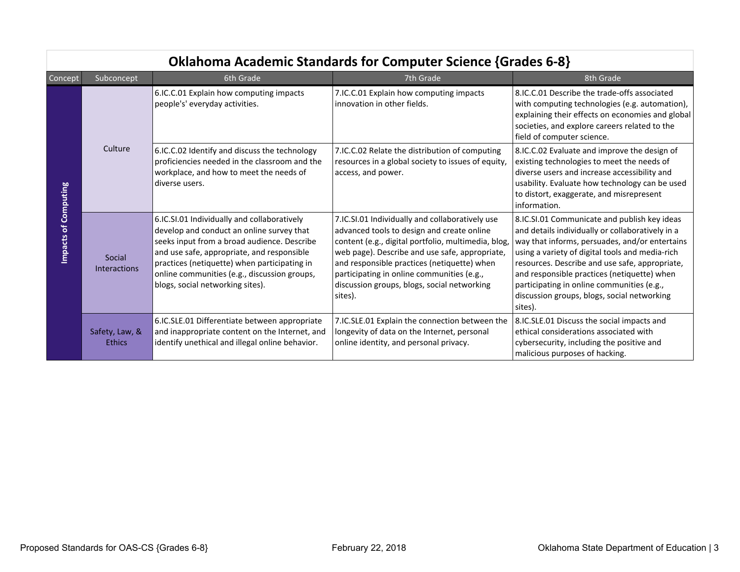# Oklahoma Academic Standards for Computer Science {Grades 6-8}

| Concept | Subconcept | 6th Grade | 7th Grade | 8th Grade |
|---|---|---|---|---|
| Impacts of Computing | Culture | 6.IC.C.01 Explain how computing impacts people's' everyday activities. | 7.IC.C.01 Explain how computing impacts innovation in other fields. | 8.IC.C.01 Describe the trade-offs associated with computing technologies (e.g. automation), explaining their effects on economies and global societies, and explore careers related to the field of computer science. |
| | | 6.IC.C.02 Identify and discuss the technology proficiencies needed in the classroom and the workplace, and how to meet the needs of diverse users. | 7.IC.C.02 Relate the distribution of computing resources in a global society to issues of equity, access, and power. | 8.IC.C.02 Evaluate and improve the design of existing technologies to meet the needs of diverse users and increase accessibility and usability. Evaluate how technology can be used to distort, exaggerate, and misrepresent information. |
| | Social Interactions | 6.IC.SI.01 Individually and collaboratively develop and conduct an online survey that seeks input from a broad audience. Describe and use safe, appropriate, and responsible practices (netiquette) when participating in online communities (e.g., discussion groups, blogs, social networking sites). | 7.IC.SI.01 Individually and collaboratively use advanced tools to design and create online content (e.g., digital portfolio, multimedia, blog, web page). Describe and use safe, appropriate, and responsible practices (netiquette) when participating in online communities (e.g., discussion groups, blogs, social networking sites). | 8.IC.SI.01 Communicate and publish key ideas and details individually or collaboratively in a way that informs, persuades, and/or entertains using a variety of digital tools and media-rich resources. Describe and use safe, appropriate, and responsible practices (netiquette) when participating in online communities (e.g., discussion groups, blogs, social networking sites). |
| | Safety, Law, & Ethics | 6.IC.SLE.01 Differentiate between appropriate and inappropriate content on the Internet, and identify unethical and illegal online behavior. | 7.IC.SLE.01 Explain the connection between the longevity of data on the Internet, personal online identity, and personal privacy. | 8.IC.SLE.01 Discuss the social impacts and ethical considerations associated with cybersecurity, including the positive and malicious purposes of hacking. |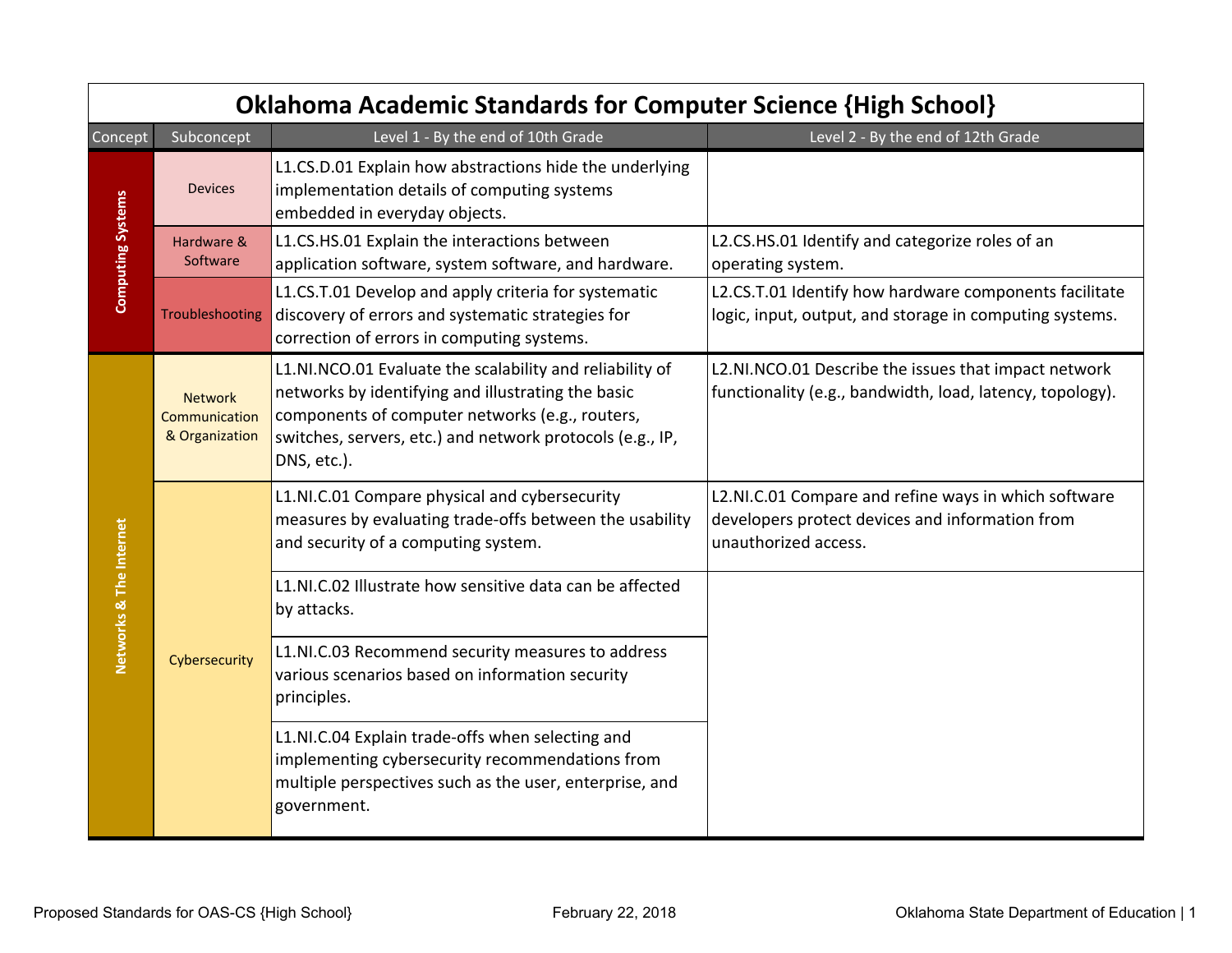# Oklahoma Academic Standards for Computer Science {High School}

| Concept | Subconcept | Level 1 - By the end of 10th Grade | Level 2 - By the end of 12th Grade |
|---|---|---|---|
| Computing Systems | Devices | L1.CS.D.01 Explain how abstractions hide the underlying implementation details of computing systems embedded in everyday objects. | |
| | Hardware & Software | L1.CS.HS.01 Explain the interactions between application software, system software, and hardware. | L2.CS.HS.01 Identify and categorize roles of an operating system. |
| | Troubleshooting | L1.CS.T.01 Develop and apply criteria for systematic discovery of errors and systematic strategies for correction of errors in computing systems. | L2.CS.T.01 Identify how hardware components facilitate logic, input, output, and storage in computing systems. |
| Networks & The Internet | Network Communication & Organization | L1.NI.NCO.01 Evaluate the scalability and reliability of networks by identifying and illustrating the basic components of computer networks (e.g., routers, switches, servers, etc.) and network protocols (e.g., IP, DNS, etc.). | L2.NI.NCO.01 Describe the issues that impact network functionality (e.g., bandwidth, load, latency, topology). |
| | Cybersecurity | L1.NI.C.01 Compare physical and cybersecurity measures by evaluating trade-offs between the usability and security of a computing system. | L2.NI.C.01 Compare and refine ways in which software developers protect devices and information from unauthorized access. |
| | | L1.NI.C.02 Illustrate how sensitive data can be affected by attacks. | |
| | | L1.NI.C.03 Recommend security measures to address various scenarios based on information security principles. | |
| | | L1.NI.C.04 Explain trade-offs when selecting and implementing cybersecurity recommendations from multiple perspectives such as the user, enterprise, and government. | |

Proposed Standards for OAS-CS {High School} February 22, 2018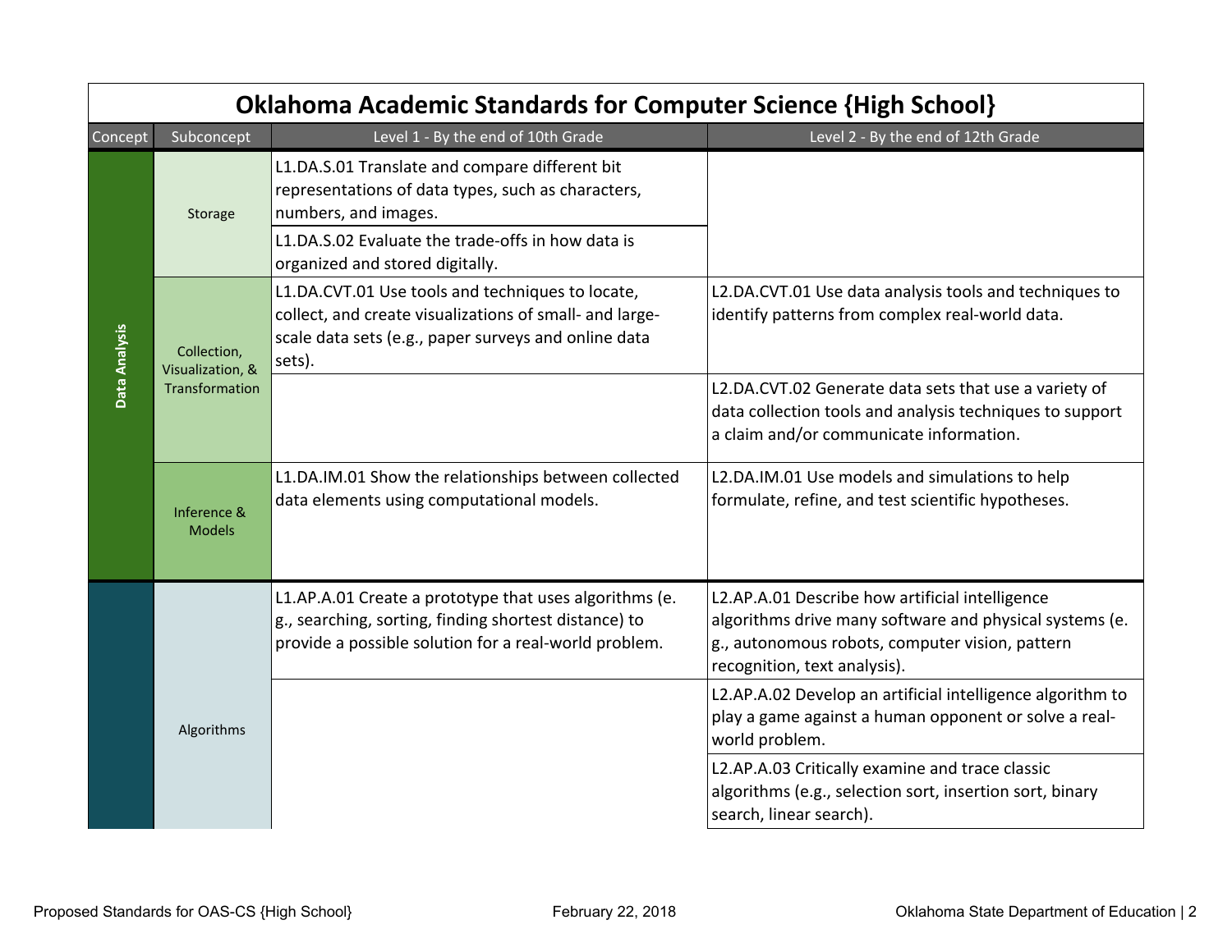# Oklahoma Academic Standards for Computer Science {High School}

| Concept | Subconcept | Level 1 - By the end of 10th Grade | Level 2 - By the end of 12th Grade |
|---|---|---|---|
| Data Analysis | Storage | L1.DA.S.01 Translate and compare different bit representations of data types, such as characters, numbers, and images. | |
| | | L1.DA.S.02 Evaluate the trade-offs in how data is organized and stored digitally. | |
| | Collection, Visualization, & Transformation | L1.DA.CVT.01 Use tools and techniques to locate, collect, and create visualizations of small- and large-scale data sets (e.g., paper surveys and online data sets). | L2.DA.CVT.01 Use data analysis tools and techniques to identify patterns from complex real-world data. |
| | | | L2.DA.CVT.02 Generate data sets that use a variety of data collection tools and analysis techniques to support a claim and/or communicate information. |
| | Inference & Models | L1.DA.IM.01 Show the relationships between collected data elements using computational models. | L2.DA.IM.01 Use models and simulations to help formulate, refine, and test scientific hypotheses. |
| | Algorithms | L1.AP.A.01 Create a prototype that uses algorithms (e.g., searching, sorting, finding shortest distance) to provide a possible solution for a real-world problem. | L2.AP.A.01 Describe how artificial intelligence algorithms drive many software and physical systems (e.g., autonomous robots, computer vision, pattern recognition, text analysis). |
| | | | L2.AP.A.02 Develop an artificial intelligence algorithm to play a game against a human opponent or solve a real-world problem. |
| | | | L2.AP.A.03 Critically examine and trace classic algorithms (e.g., selection sort, insertion sort, binary search, linear search). |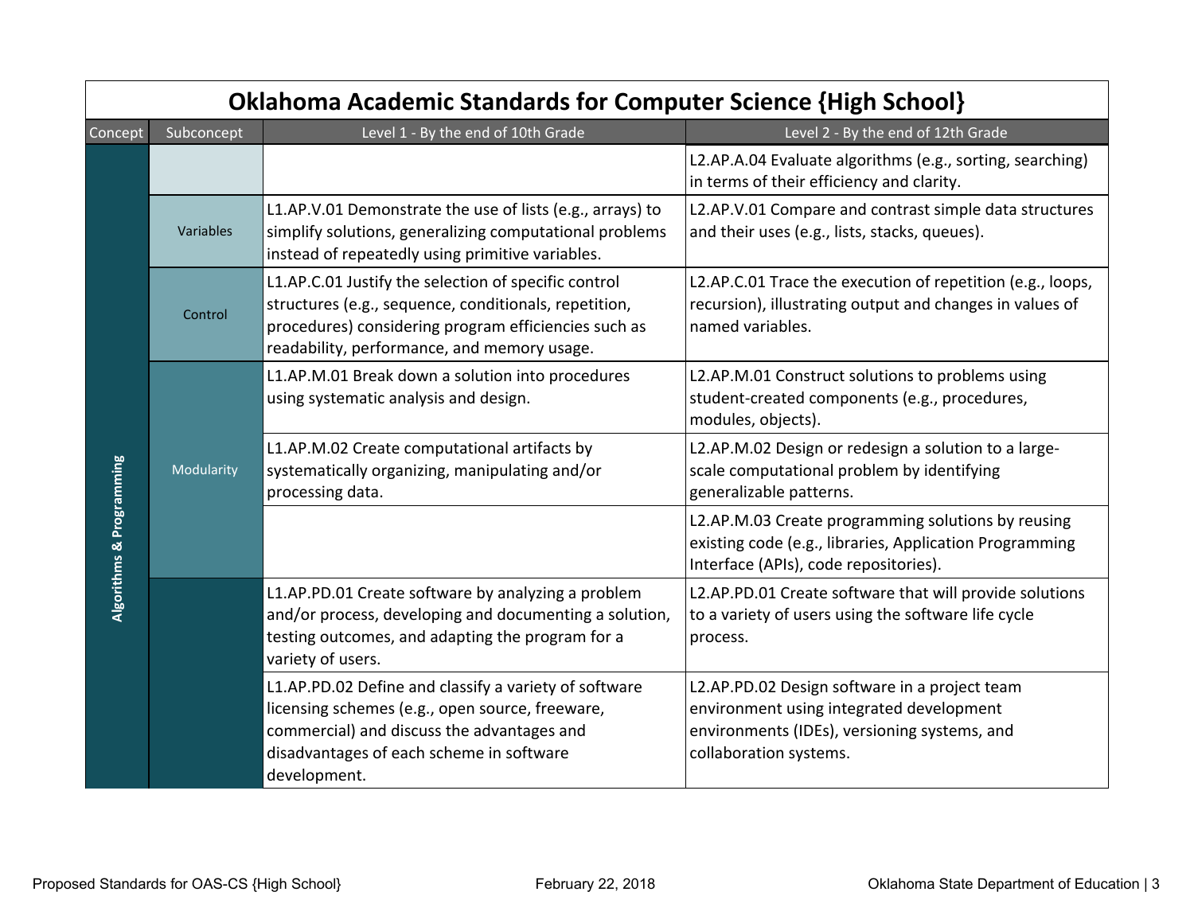# Oklahoma Academic Standards for Computer Science {High School}

| Concept | Subconcept | Level 1 - By the end of 10th Grade | Level 2 - By the end of 12th Grade |
|---|---|---|---|
| Algorithms & Programming | | | L2.AP.A.04 Evaluate algorithms (e.g., sorting, searching) in terms of their efficiency and clarity. |
| | Variables | L1.AP.V.01 Demonstrate the use of lists (e.g., arrays) to simplify solutions, generalizing computational problems instead of repeatedly using primitive variables. | L2.AP.V.01 Compare and contrast simple data structures and their uses (e.g., lists, stacks, queues). |
| | Control | L1.AP.C.01 Justify the selection of specific control structures (e.g., sequence, conditionals, repetition, procedures) considering program efficiencies such as readability, performance, and memory usage. | L2.AP.C.01 Trace the execution of repetition (e.g., loops, recursion), illustrating output and changes in values of named variables. |
| | Modularity | L1.AP.M.01 Break down a solution into procedures using systematic analysis and design. | L2.AP.M.01 Construct solutions to problems using student-created components (e.g., procedures, modules, objects). |
| | | L1.AP.M.02 Create computational artifacts by systematically organizing, manipulating and/or processing data. | L2.AP.M.02 Design or redesign a solution to a large-scale computational problem by identifying generalizable patterns. |
| | | | L2.AP.M.03 Create programming solutions by reusing existing code (e.g., libraries, Application Programming Interface (APIs), code repositories). |
| | | L1.AP.PD.01 Create software by analyzing a problem and/or process, developing and documenting a solution, testing outcomes, and adapting the program for a variety of users. | L2.AP.PD.01 Create software that will provide solutions to a variety of users using the software life cycle process. |
| | | L1.AP.PD.02 Define and classify a variety of software licensing schemes (e.g., open source, freeware, commercial) and discuss the advantages and disadvantages of each scheme in software development. | L2.AP.PD.02 Design software in a project team environment using integrated development environments (IDEs), versioning systems, and collaboration systems. |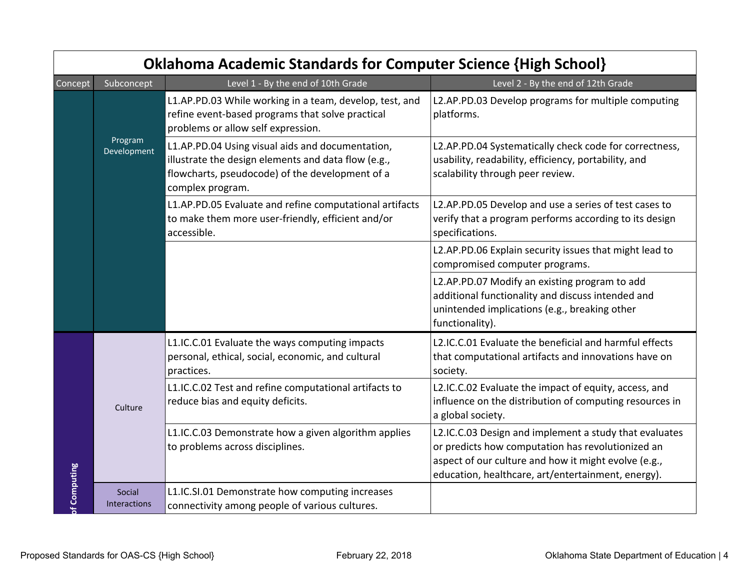# Oklahoma Academic Standards for Computer Science {High School}

| Concept | Subconcept | Level 1 - By the end of 10th Grade | Level 2 - By the end of 12th Grade |
|---|---|---|---|
| | Program Development | L1.AP.PD.03 While working in a team, develop, test, and refine event-based programs that solve practical problems or allow self expression. | L2.AP.PD.03 Develop programs for multiple computing platforms. |
| | | L1.AP.PD.04 Using visual aids and documentation, illustrate the design elements and data flow (e.g., flowcharts, pseudocode) of the development of a complex program. | L2.AP.PD.04 Systematically check code for correctness, usability, readability, efficiency, portability, and scalability through peer review. |
| | | L1.AP.PD.05 Evaluate and refine computational artifacts to make them more user-friendly, efficient and/or accessible. | L2.AP.PD.05 Develop and use a series of test cases to verify that a program performs according to its design specifications. |
| | | | L2.AP.PD.06 Explain security issues that might lead to compromised computer programs. |
| | | | L2.AP.PD.07 Modify an existing program to add additional functionality and discuss intended and unintended implications (e.g., breaking other functionality). |
| of Computing | Culture | L1.IC.C.01 Evaluate the ways computing impacts personal, ethical, social, economic, and cultural practices. | L2.IC.C.01 Evaluate the beneficial and harmful effects that computational artifacts and innovations have on society. |
| | | L1.IC.C.02 Test and refine computational artifacts to reduce bias and equity deficits. | L2.IC.C.02 Evaluate the impact of equity, access, and influence on the distribution of computing resources in a global society. |
| | | L1.IC.C.03 Demonstrate how a given algorithm applies to problems across disciplines. | L2.IC.C.03 Design and implement a study that evaluates or predicts how computation has revolutionized an aspect of our culture and how it might evolve (e.g., education, healthcare, art/entertainment, energy). |
| | Social Interactions | L1.IC.SI.01 Demonstrate how computing increases connectivity among people of various cultures. | |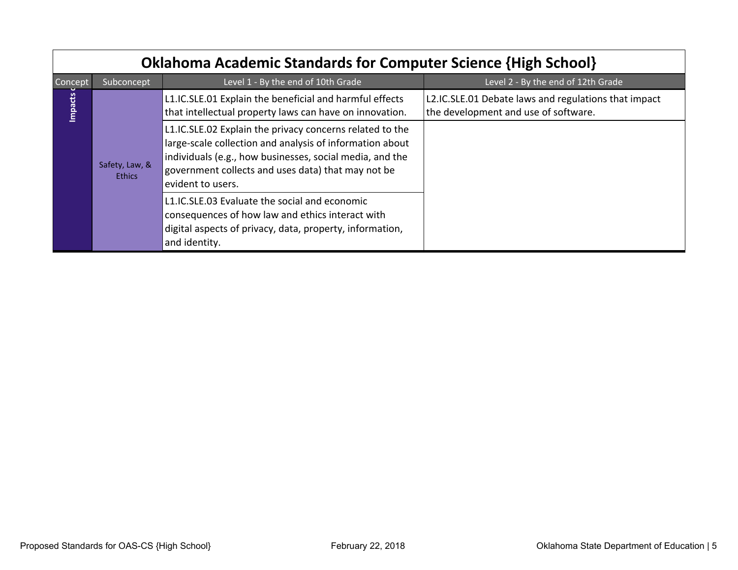# Oklahoma Academic Standards for Computer Science {High School}

| Concept | Subconcept | Level 1 - By the end of 10th Grade | Level 2 - By the end of 12th Grade |
| --- | --- | --- | --- |
| Impacts o | Safety, Law, & Ethics | L1.IC.SLE.01 Explain the beneficial and harmful effects that intellectual property laws can have on innovation. | L2.IC.SLE.01 Debate laws and regulations that impact the development and use of software. |
| | | L1.IC.SLE.02 Explain the privacy concerns related to the large-scale collection and analysis of information about individuals (e.g., how businesses, social media, and the government collects and uses data) that may not be evident to users. | |
| | | L1.IC.SLE.03 Evaluate the social and economic consequences of how law and ethics interact with digital aspects of privacy, data, property, information, and identity. | |